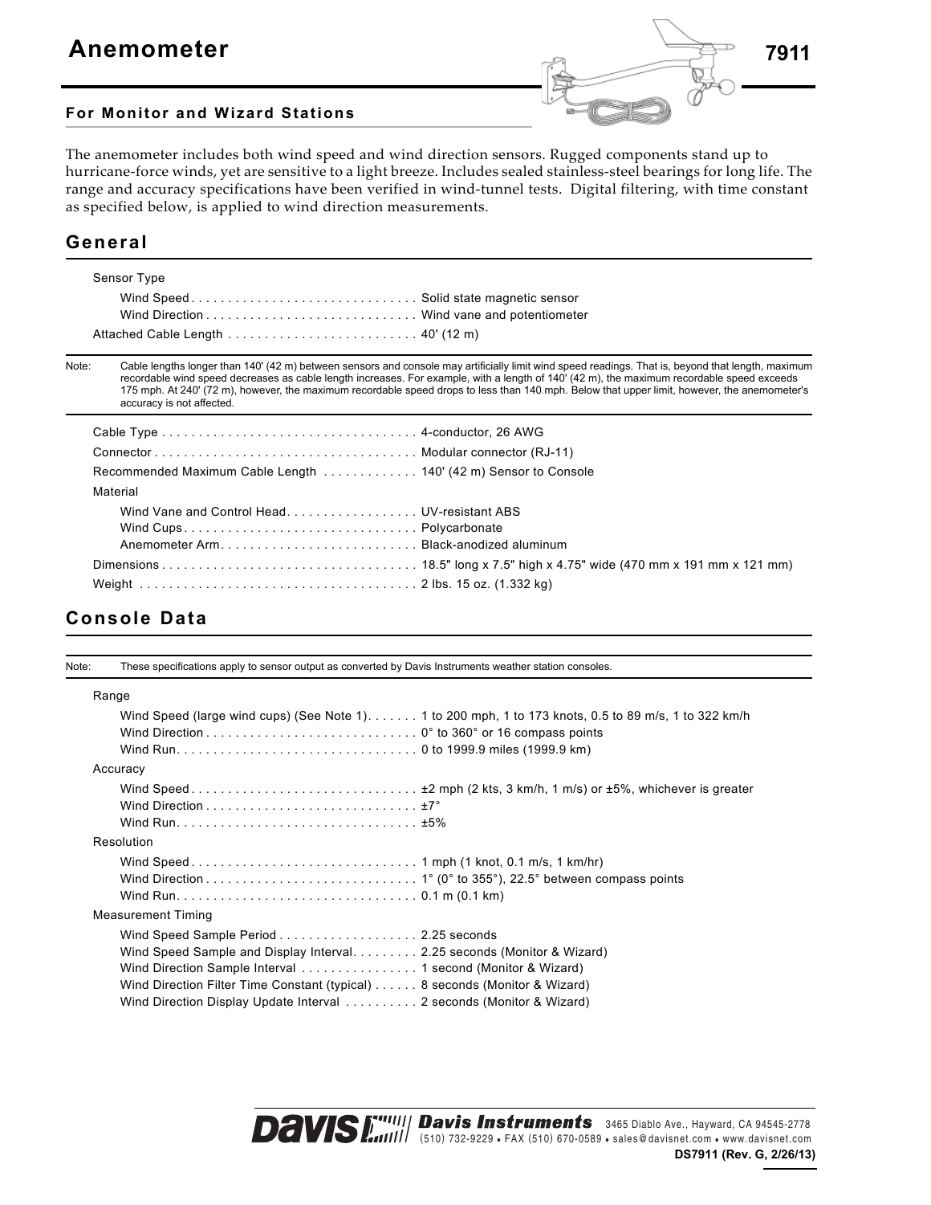# Anemometer

**7911**

### For Monitor and Wizard Stations

The anemometer includes both wind speed and wind direction sensors. Rugged components stand up to hurricane-force winds, yet are sensitive to a light breeze. Includes sealed stainless-steel bearings for long life. The range and accuracy specifications have been verified in wind-tunnel tests. Digital filtering, with time constant as specified below, is applied to wind direction measurements.

## General

Sensor Type

- Wind Speed . . . . . . . . . . Solid state magnetic sensor
- Wind Direction . . . . . . . . . . Wind vane and potentiometer

Attached Cable Length . . . . . . . . . . 40' (12 m)

Note: Cable lengths longer than 140' (42 m) between sensors and console may artificially limit wind speed readings. That is, beyond that length, maximum recordable wind speed decreases as cable length increases. For example, with a length of 140' (42 m), the maximum recordable speed exceeds 175 mph. At 240' (72 m), however, the maximum recordable speed drops to less than 140 mph. Below that upper limit, however, the anemometer's accuracy is not affected.

Cable Type . . . . . . . . . . 4-conductor, 26 AWG

Connector . . . . . . . . . . Modular connector (RJ-11)

Recommended Maximum Cable Length . . . . . . . . . . 140' (42 m) Sensor to Console

Material

- Wind Vane and Control Head . . . . . . . . . . UV-resistant ABS
- Wind Cups . . . . . . . . . . Polycarbonate
- Anemometer Arm . . . . . . . . . . Black-anodized aluminum

Dimensions . . . . . . . . . . 18.5" long x 7.5" high x 4.75" wide (470 mm x 191 mm x 121 mm)

Weight . . . . . . . . . . 2 lbs. 15 oz. (1.332 kg)

## Console Data

Note: These specifications apply to sensor output as converted by Davis Instruments weather station consoles.

Range

- Wind Speed (large wind cups) (See Note 1) . . . . . . . 1 to 200 mph, 1 to 173 knots, 0.5 to 89 m/s, 1 to 322 km/h
- Wind Direction . . . . . . . . . . 0° to 360° or 16 compass points
- Wind Run . . . . . . . . . . 0 to 1999.9 miles (1999.9 km)

Accuracy

- Wind Speed . . . . . . . . . . ±2 mph (2 kts, 3 km/h, 1 m/s) or ±5%, whichever is greater
- Wind Direction . . . . . . . . . . ±7°
- Wind Run . . . . . . . . . . ±5%

Resolution

- Wind Speed . . . . . . . . . . 1 mph (1 knot, 0.1 m/s, 1 km/hr)
- Wind Direction . . . . . . . . . . 1° (0° to 355°), 22.5° between compass points
- Wind Run . . . . . . . . . . 0.1 m (0.1 km)

Measurement Timing

- Wind Speed Sample Period . . . . . . . . . . 2.25 seconds
- Wind Speed Sample and Display Interval . . . . . . . . . . 2.25 seconds (Monitor & Wizard)
- Wind Direction Sample Interval . . . . . . . . . . 1 second (Monitor & Wizard)
- Wind Direction Filter Time Constant (typical) . . . . . . 8 seconds (Monitor & Wizard)
- Wind Direction Display Update Interval . . . . . . . . . . 2 seconds (Monitor & Wizard)

Davis Instruments 3465 Diablo Ave., Hayward, CA 94545-2778
(510) 732-9229 • FAX (510) 670-0589 • sales@davisnet.com • www.davisnet.com

DS7911 (Rev. G, 2/26/13)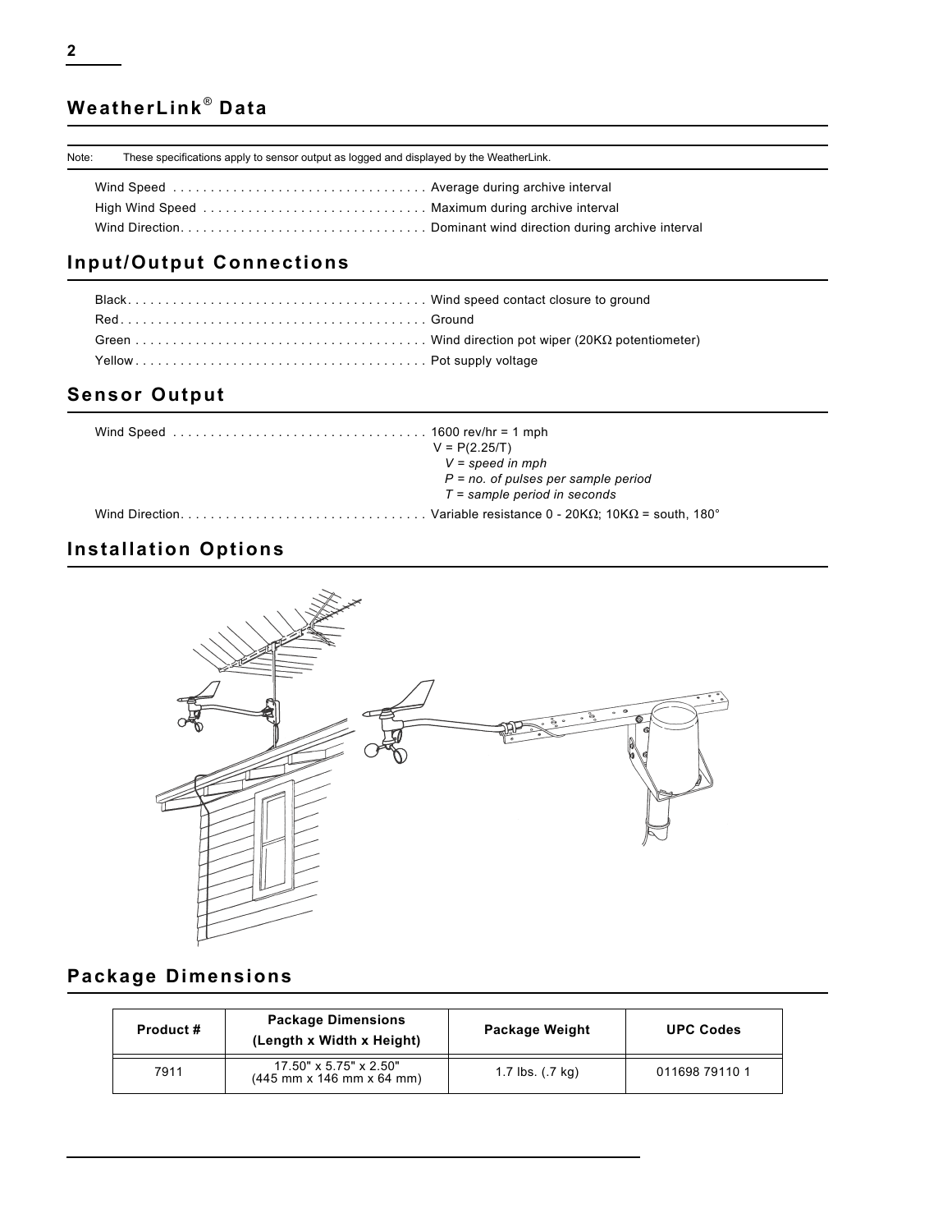## WeatherLink® Data

Note: These specifications apply to sensor output as logged and displayed by the WeatherLink.

Wind Speed . . . . . . . . . . . . . . . . . . . . . . . . . . . . . . . . . Average during archive interval
High Wind Speed . . . . . . . . . . . . . . . . . . . . . . . . . . . . . Maximum during archive interval
Wind Direction. . . . . . . . . . . . . . . . . . . . . . . . . . . . . . . . Dominant wind direction during archive interval

## Input/Output Connections

Black. . . . . . . . . . . . . . . . . . . . . . . . . . . . . . . . . . . . . . . Wind speed contact closure to ground
Red . . . . . . . . . . . . . . . . . . . . . . . . . . . . . . . . . . . . . . . . Ground
Green . . . . . . . . . . . . . . . . . . . . . . . . . . . . . . . . . . . . . . Wind direction pot wiper (20KΩ potentiometer)
Yellow . . . . . . . . . . . . . . . . . . . . . . . . . . . . . . . . . . . . . . Pot supply voltage

## Sensor Output

Wind Speed . . . . . . . . . . . . . . . . . . . . . . . . . . . . . . . . . 1600 rev/hr = 1 mph

$V = P(2.25/T)$

*V = speed in mph*
*P = no. of pulses per sample period*
*T = sample period in seconds*

Wind Direction. . . . . . . . . . . . . . . . . . . . . . . . . . . . . . . . Variable resistance 0 - 20KΩ; 10KΩ = south, 180°

## Installation Options

## Package Dimensions

| Product # | Package Dimensions (Length x Width x Height) | Package Weight | UPC Codes |
|---|---|---|---|
| 7911 | 17.50" x 5.75" x 2.50" (445 mm x 146 mm x 64 mm) | 1.7 lbs. (.7 kg) | 011698 79110 1 |